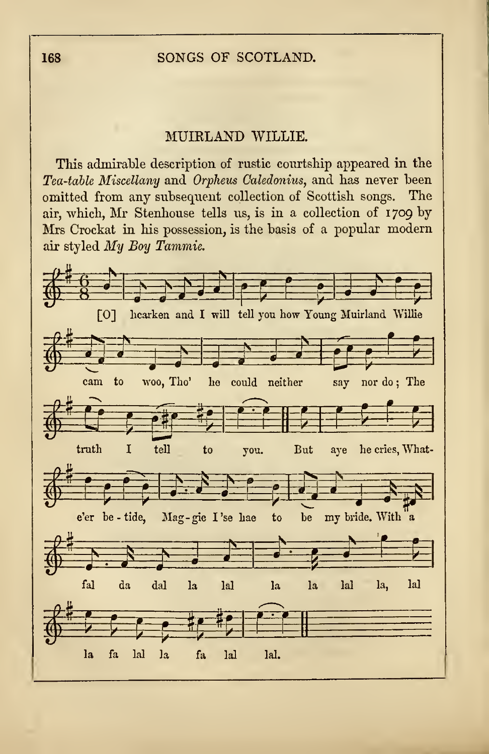## MUIRLAND WILLIE.

This admirable description of rustic courtship appeared in the *Tea-table Miscellany* and *Orpheus Caledonius*, and has never been omitted from any subsequent collection of Scottish songs. The air, which, Mr Stenhouse tells us, is in a collection of 1709 by Mrs Crockat in his possession, is the basis of a popular modern air styled *My Boy Tammie.*

[O] hearken and I will tell you how Young Muirland Willie cam to woo, Tho' he could neither say nor do; The truth I tell to you. But aye he cries, What-e'er be-tide, Mag-gie I 'se hae to be my bride. With a fal da dal la lal la la lal la, lal la fa lal la fa lal lal.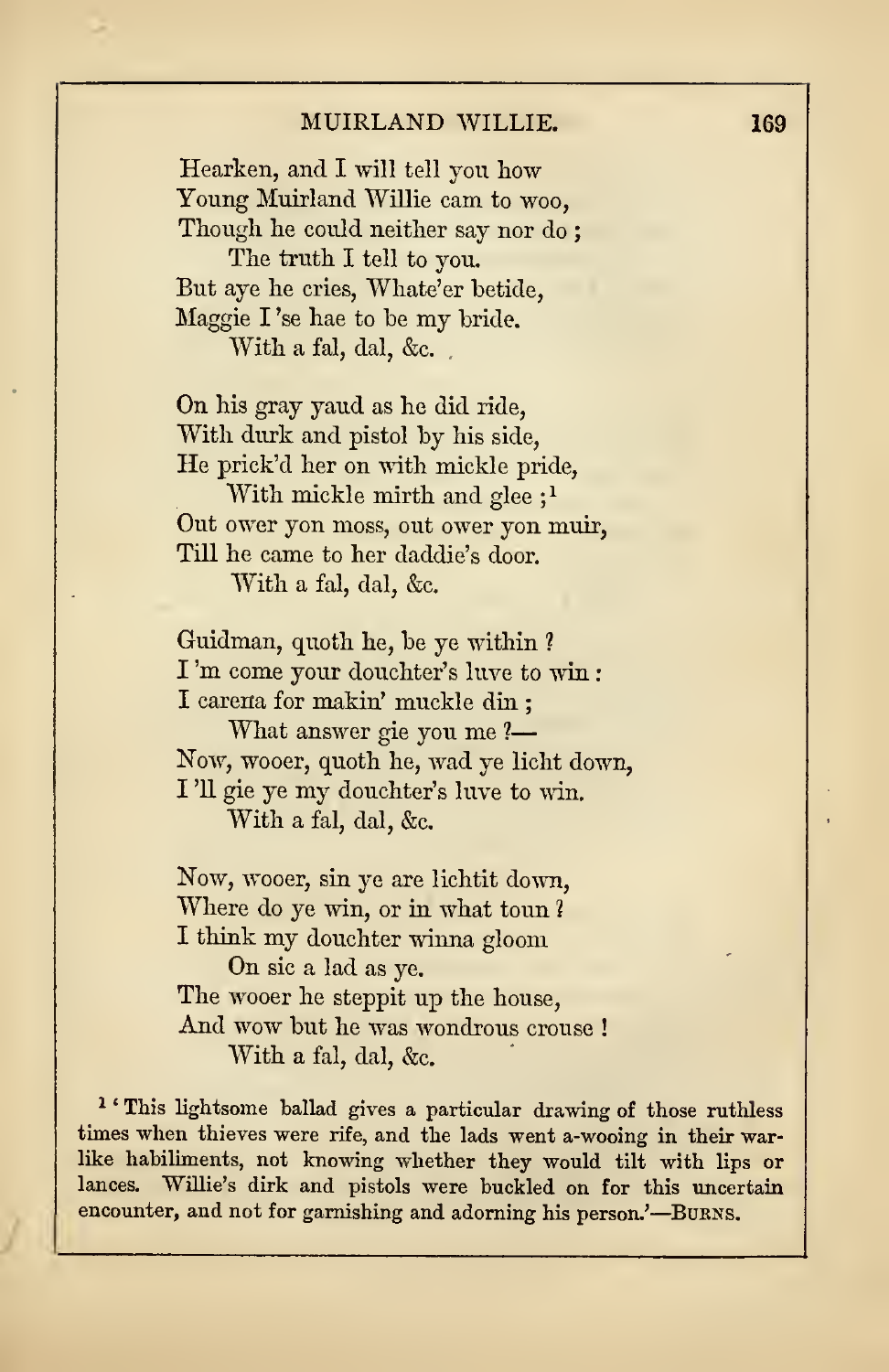Hearken, and I will tell you how
Young Muirland Willie cam to woo,
Though he could neither say nor do;
The truth I tell to you.
But aye he cries, Whate'er betide,
Maggie I 'se hae to be my bride.
With a fal, dal, &c.

On his gray yaud as he did ride,
With durk and pistol by his side,
He prick'd her on with mickle pride,
With mickle mirth and glee;[1]
Out ower yon moss, out ower yon muir,
Till he came to her daddie's door.
With a fal, dal, &c.

Guidman, quoth he, be ye within?
I 'm come your douchter's luve to win:
I carena for makin' muckle din;
What answer gie you me?—
Now, wooer, quoth he, wad ye licht down,
I 'll gie ye my douchter's luve to win.
With a fal, dal, &c.

Now, wooer, sin ye are lichtit down,
Where do ye win, or in what toun?
I think my douchter winna gloom
On sic a lad as ye.
The wooer he steppit up the house,
And wow but he was wondrous crouse!
With a fal, dal, &c.

[1] 'This lightsome ballad gives a particular drawing of those ruthless times when thieves were rife, and the lads went a-wooing in their warlike habiliments, not knowing whether they would tilt with lips or lances. Willie's dirk and pistols were buckled on for this uncertain encounter, and not for garnishing and adorning his person.'—BURNS.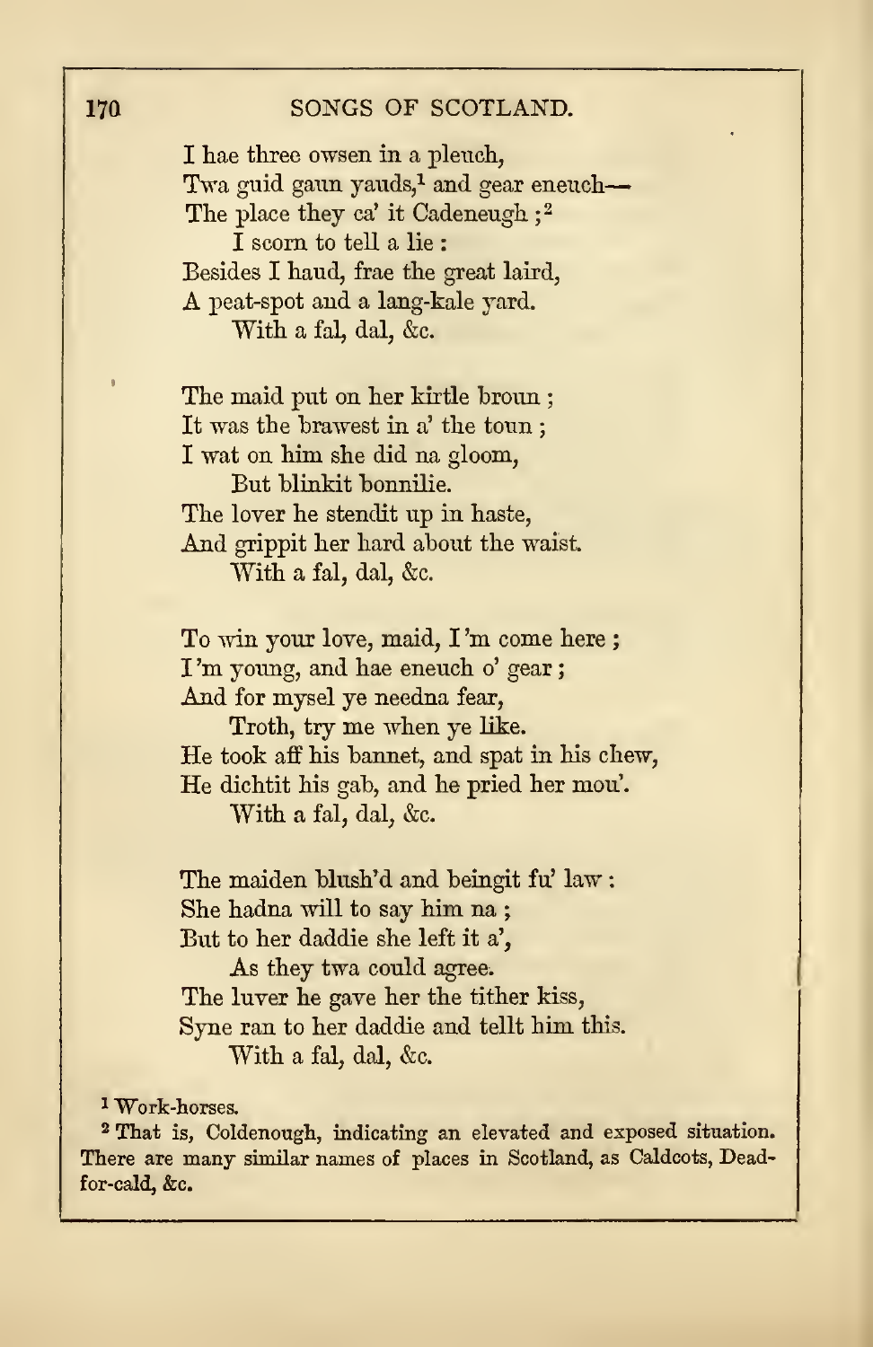I hae three owsen in a pleuch,  
Twa guid gaun yauds,[1] and gear eneuch—  
The place they ca' it Cadeneugh ;[2]  
  I scorn to tell a lie :  
Besides I haud, frae the great laird,  
A peat-spot and a lang-kale yard.  
  With a fal, dal, &c.

The maid put on her kirtle broun ;  
It was the brawest in a' the toun ;  
I wat on him she did na gloom,  
  But blinkit bonnilie.  
The lover he stendit up in haste,  
And grippit her hard about the waist.  
  With a fal, dal, &c.

To win your love, maid, I 'm come here ;  
I 'm young, and hae eneuch o' gear ;  
And for mysel ye needna fear,  
  Troth, try me when ye like.  
He took aff his bannet, and spat in his chew,  
He dichtit his gab, and he pried her mou'.  
  With a fal, dal, &c.

The maiden blush'd and beingit fu' law :  
She hadna will to say him na ;  
But to her daddie she left it a',  
  As they twa could agree.  
The luver he gave her the tither kiss,  
Syne ran to her daddie and tellt him this.  
  With a fal, dal, &c.

[1] Work-horses.

[2] That is, Coldenough, indicating an elevated and exposed situation. There are many similar names of places in Scotland, as Caldcots, Dead-for-cald, &c.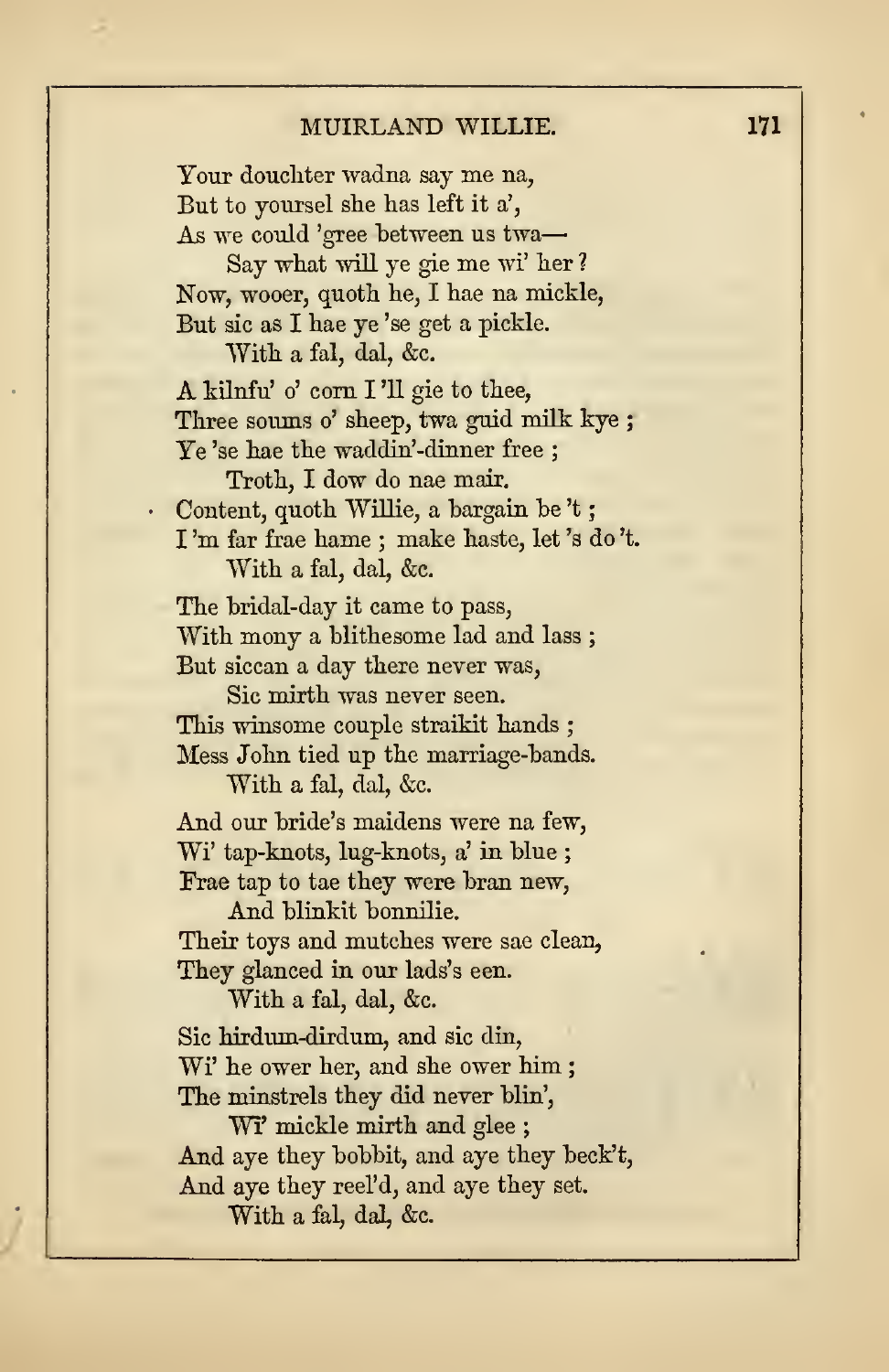Your douchter wadna say me na,  
But to yoursel she has left it a',  
As we could 'gree between us twa—  
    Say what will ye gie me wi' her?  
Now, wooer, quoth he, I hae na mickle,  
But sic as I hae ye 'se get a pickle.  
    With a fal, dal, &c.

A kilnfu' o' corn I'll gie to thee,  
Three soums o' sheep, twa guid milk kye;  
Ye 'se hae the waddin'-dinner free;  
    Troth, I dow do nae mair.  
Content, quoth Willie, a bargain be 't;  
I 'm far frae hame; make haste, let 's do 't.  
    With a fal, dal, &c.

The bridal-day it came to pass,  
With mony a blithesome lad and lass;  
But siccan a day there never was,  
    Sic mirth was never seen.  
This winsome couple straikit hands;  
Mess John tied up the marriage-bands.  
    With a fal, dal, &c.

And our bride's maidens were na few,  
Wi' tap-knots, lug-knots, a' in blue;  
Frae tap to tae they were bran new,  
    And blinkit bonnilie.  
Their toys and mutches were sae clean,  
They glanced in our lads's een.  
    With a fal, dal, &c.

Sic hirdum-dirdum, and sic din,  
Wi' he ower her, and she ower him;  
The minstrels they did never blin',  
    Wi' mickle mirth and glee;  
And aye they bobbit, and aye they beck't,  
And aye they reel'd, and aye they set.  
    With a fal, dal, &c.